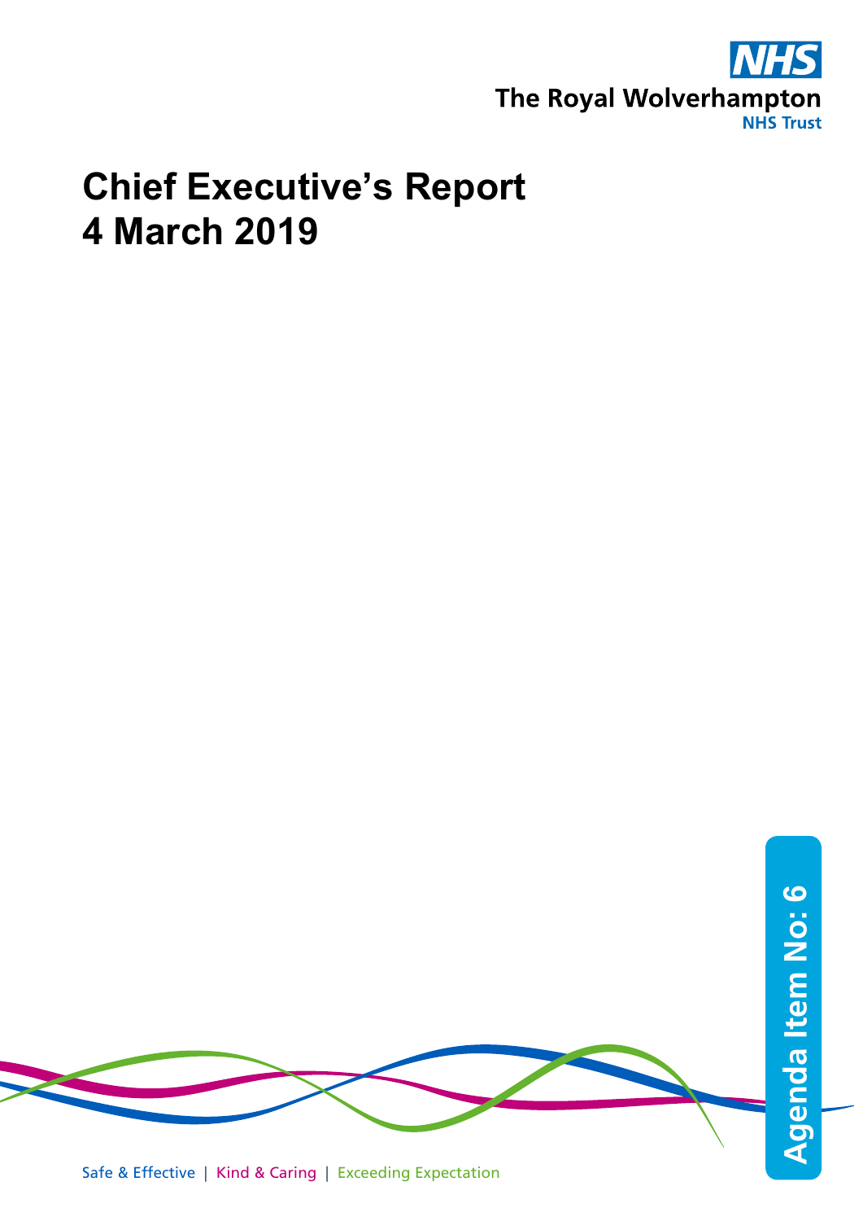The Royal Wolverhampton NHS Trust

# Chief Executive's Report
# 4 March 2019

Agenda Item No: 6

Safe & Effective | Kind & Caring | Exceeding Expectation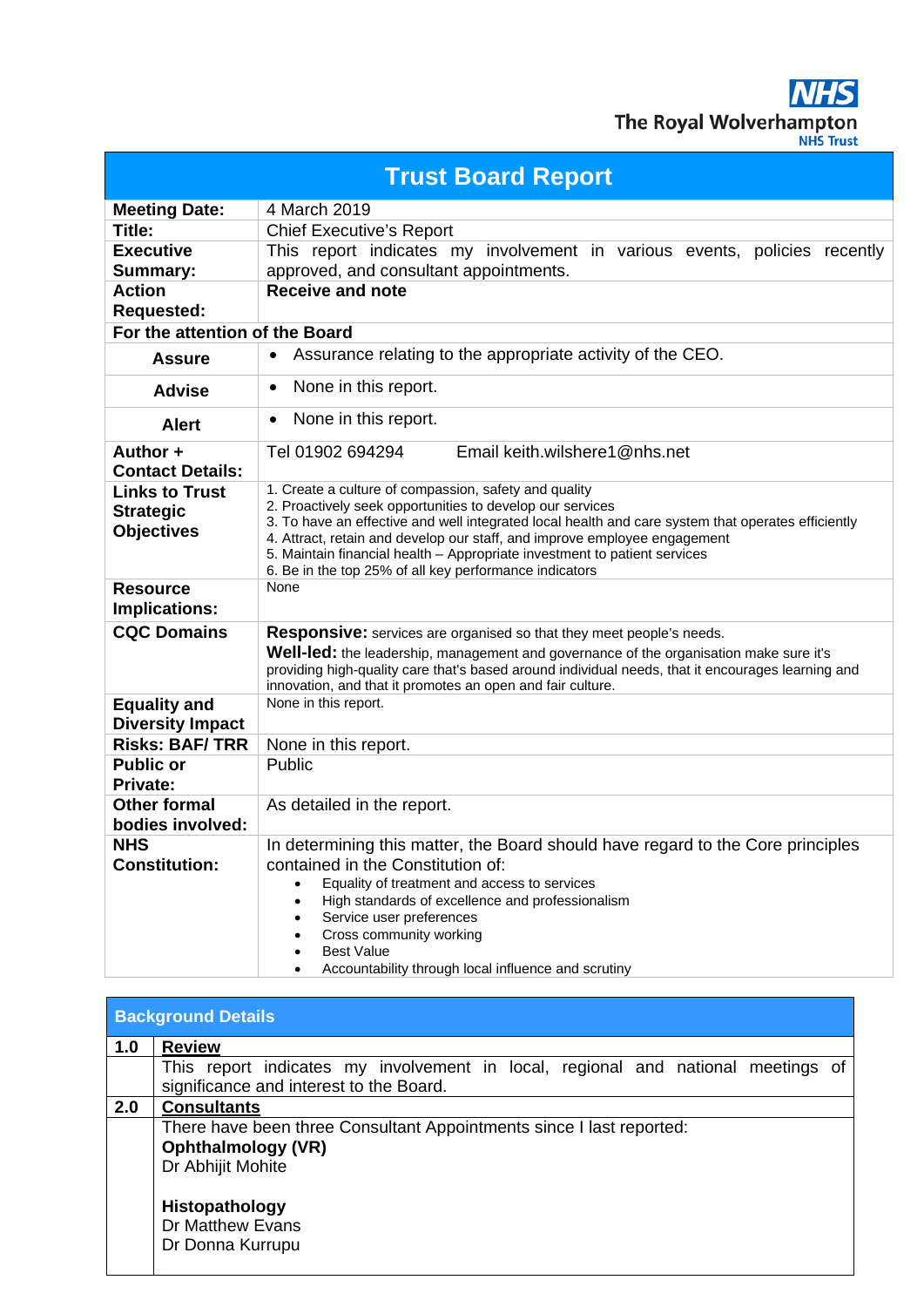The Royal Wolverhampton NHS Trust

| Trust Board Report | |
|---|---|
| **Meeting Date:** | 4 March 2019 |
| **Title:** | Chief Executive's Report |
| **Executive Summary:** | This report indicates my involvement in various events, policies recently approved, and consultant appointments. |
| **Action Requested:** | **Receive and note** |
| **For the attention of the Board** | |
| **Assure** | • Assurance relating to the appropriate activity of the CEO. |
| **Advise** | • None in this report. |
| **Alert** | • None in this report. |
| **Author + Contact Details:** | Tel 01902 694294 Email keith.wilshere1@nhs.net |
| **Links to Trust Strategic Objectives** | 1. Create a culture of compassion, safety and quality<br>2. Proactively seek opportunities to develop our services<br>3. To have an effective and well integrated local health and care system that operates efficiently<br>4. Attract, retain and develop our staff, and improve employee engagement<br>5. Maintain financial health – Appropriate investment to patient services<br>6. Be in the top 25% of all key performance indicators |
| **Resource Implications:** | None |
| **CQC Domains** | **Responsive:** services are organised so that they meet people's needs.<br>**Well-led:** the leadership, management and governance of the organisation make sure it's providing high-quality care that's based around individual needs, that it encourages learning and innovation, and that it promotes an open and fair culture. |
| **Equality and Diversity Impact** | None in this report. |
| **Risks: BAF/ TRR** | None in this report. |
| **Public or Private:** | Public |
| **Other formal bodies involved:** | As detailed in the report. |
| **NHS Constitution:** | In determining this matter, the Board should have regard to the Core principles contained in the Constitution of:<br>• Equality of treatment and access to services<br>• High standards of excellence and professionalism<br>• Service user preferences<br>• Cross community working<br>• Best Value<br>• Accountability through local influence and scrutiny |

| Background Details | |
|---|---|
| **1.0** | **Review** |
| | This report indicates my involvement in local, regional and national meetings of significance and interest to the Board. |
| **2.0** | **Consultants** |
| | There have been three Consultant Appointments since I last reported:<br>**Ophthalmology (VR)**<br>Dr Abhijit Mohite<br><br>**Histopathology**<br>Dr Matthew Evans<br>Dr Donna Kurrupu |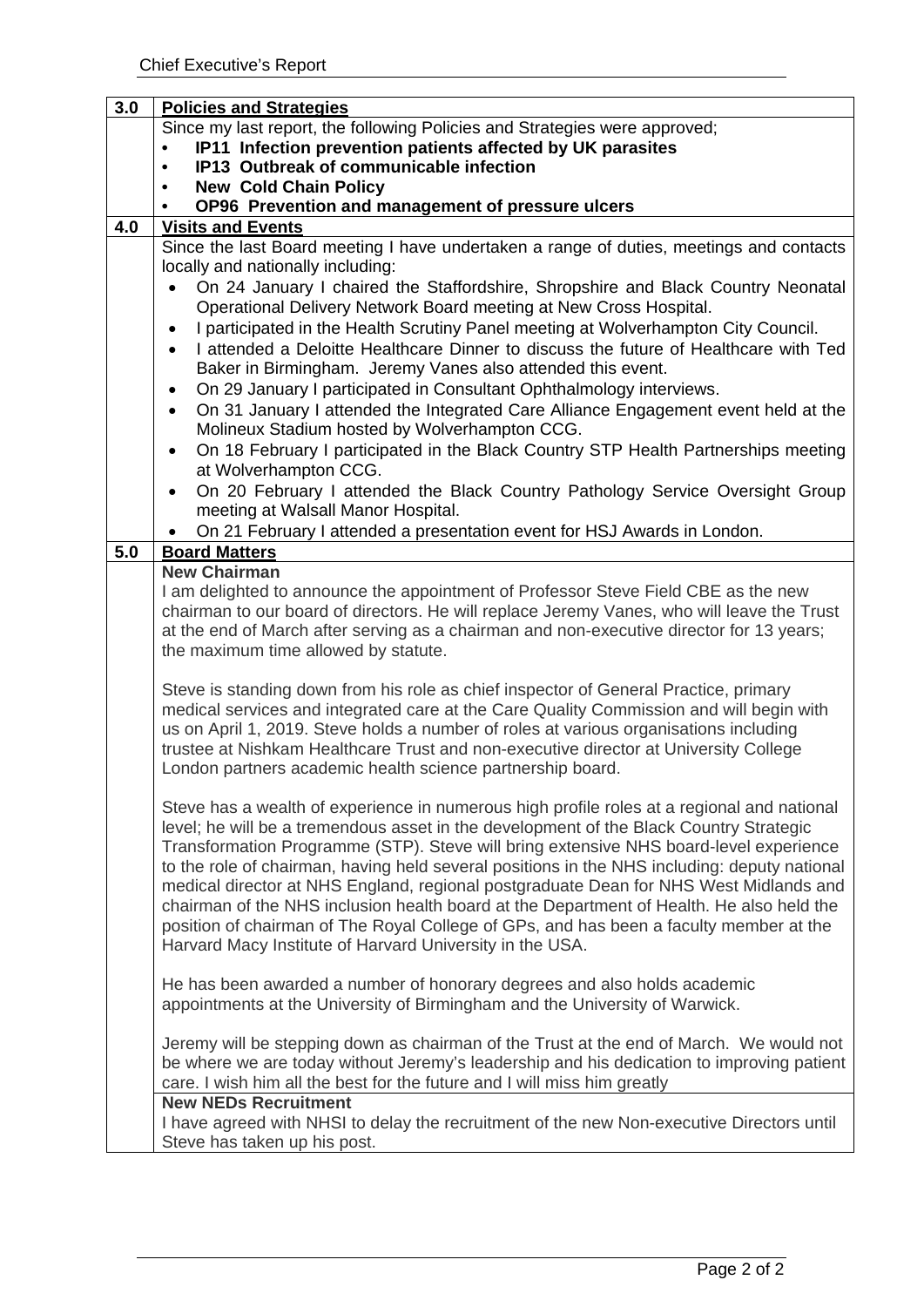| | |
|---|---|
| **3.0** | **Policies and Strategies** |
| | Since my last report, the following Policies and Strategies were approved;<br>• **IP11 Infection prevention patients affected by UK parasites**<br>• **IP13 Outbreak of communicable infection**<br>• **New Cold Chain Policy**<br>• **OP96 Prevention and management of pressure ulcers** |
| **4.0** | **Visits and Events** |
| | Since the last Board meeting I have undertaken a range of duties, meetings and contacts locally and nationally including:<br>• On 24 January I chaired the Staffordshire, Shropshire and Black Country Neonatal Operational Delivery Network Board meeting at New Cross Hospital.<br>• I participated in the Health Scrutiny Panel meeting at Wolverhampton City Council.<br>• I attended a Deloitte Healthcare Dinner to discuss the future of Healthcare with Ted Baker in Birmingham. Jeremy Vanes also attended this event.<br>• On 29 January I participated in Consultant Ophthalmology interviews.<br>• On 31 January I attended the Integrated Care Alliance Engagement event held at the Molineux Stadium hosted by Wolverhampton CCG.<br>• On 18 February I participated in the Black Country STP Health Partnerships meeting at Wolverhampton CCG.<br>• On 20 February I attended the Black Country Pathology Service Oversight Group meeting at Walsall Manor Hospital.<br>• On 21 February I attended a presentation event for HSJ Awards in London. |
| **5.0** | **Board Matters** |
| | **New Chairman**<br>I am delighted to announce the appointment of Professor Steve Field CBE as the new chairman to our board of directors. He will replace Jeremy Vanes, who will leave the Trust at the end of March after serving as a chairman and non-executive director for 13 years; the maximum time allowed by statute.<br><br>Steve is standing down from his role as chief inspector of General Practice, primary medical services and integrated care at the Care Quality Commission and will begin with us on April 1, 2019. Steve holds a number of roles at various organisations including trustee at Nishkam Healthcare Trust and non-executive director at University College London partners academic health science partnership board.<br><br>Steve has a wealth of experience in numerous high profile roles at a regional and national level; he will be a tremendous asset in the development of the Black Country Strategic Transformation Programme (STP). Steve will bring extensive NHS board-level experience to the role of chairman, having held several positions in the NHS including: deputy national medical director at NHS England, regional postgraduate Dean for NHS West Midlands and chairman of the NHS inclusion health board at the Department of Health. He also held the position of chairman of The Royal College of GPs, and has been a faculty member at the Harvard Macy Institute of Harvard University in the USA.<br><br>He has been awarded a number of honorary degrees and also holds academic appointments at the University of Birmingham and the University of Warwick.<br><br>Jeremy will be stepping down as chairman of the Trust at the end of March. We would not be where we are today without Jeremy's leadership and his dedication to improving patient care. I wish him all the best for the future and I will miss him greatly |
| | **New NEDs Recruitment**<br>I have agreed with NHSI to delay the recruitment of the new Non-executive Directors until Steve has taken up his post. |